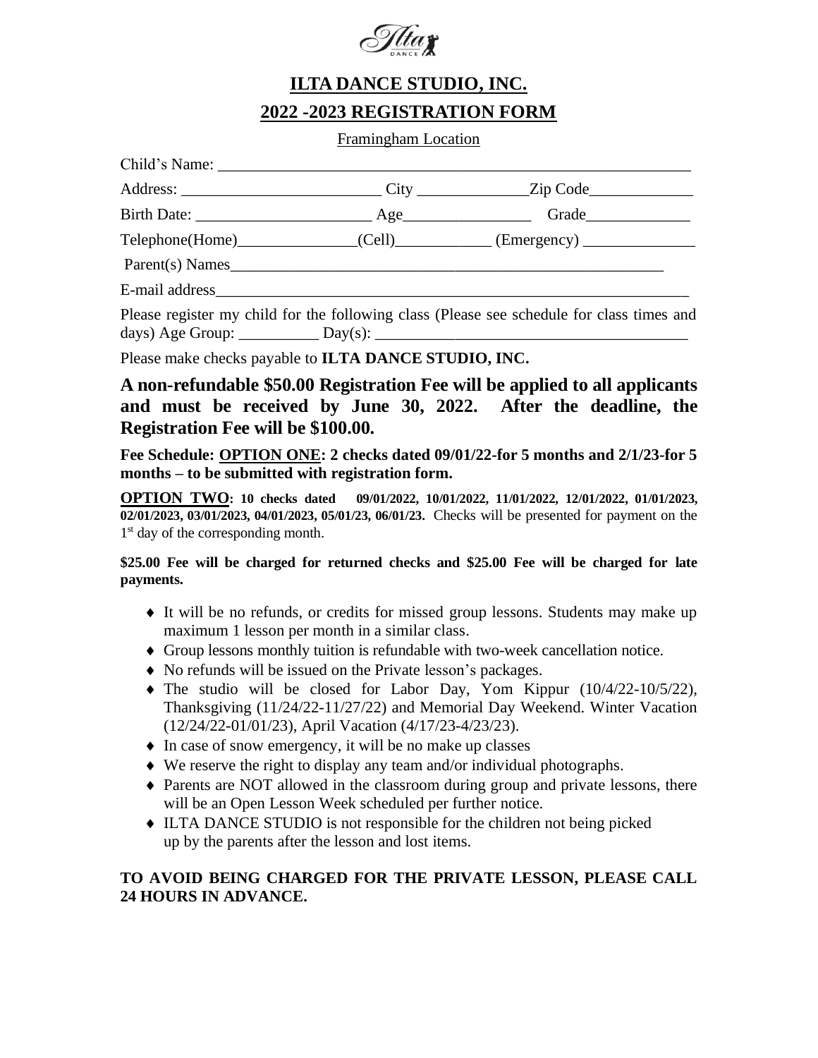# ILTA DANCE STUDIO, INC.

## 2022 -2023 REGISTRATION FORM

Framingham Location

Child's Name: ___________________________________________________________

Address: _________________________ City ______________Zip Code_____________

Birth Date: ______________________ Age________________ Grade_____________

Telephone(Home)_______________(Cell)____________ (Emergency) ______________

Parent(s) Names_________________________________________________________

E-mail address___________________________________________________________

Please register my child for the following class (Please see schedule for class times and days) Age Group: __________ Day(s): _________________________________________

Please make checks payable to **ILTA DANCE STUDIO, INC.**

**A non-refundable $50.00 Registration Fee will be applied to all applicants and must be received by June 30, 2022. After the deadline, the Registration Fee will be $100.00.**

**Fee Schedule: OPTION ONE: 2 checks dated 09/01/22-for 5 months and 2/1/23-for 5 months – to be submitted with registration form.**

**OPTION TWO: 10 checks dated 09/01/2022, 10/01/2022, 11/01/2022, 12/01/2022, 01/01/2023, 02/01/2023, 03/01/2023, 04/01/2023, 05/01/23, 06/01/23.** Checks will be presented for payment on the 1st day of the corresponding month.

**$25.00 Fee will be charged for returned checks and $25.00 Fee will be charged for late payments.**

- It will be no refunds, or credits for missed group lessons. Students may make up maximum 1 lesson per month in a similar class.
- Group lessons monthly tuition is refundable with two-week cancellation notice.
- No refunds will be issued on the Private lesson's packages.
- The studio will be closed for Labor Day, Yom Kippur (10/4/22-10/5/22), Thanksgiving (11/24/22-11/27/22) and Memorial Day Weekend. Winter Vacation (12/24/22-01/01/23), April Vacation (4/17/23-4/23/23).
- In case of snow emergency, it will be no make up classes
- We reserve the right to display any team and/or individual photographs.
- Parents are NOT allowed in the classroom during group and private lessons, there will be an Open Lesson Week scheduled per further notice.
- ILTA DANCE STUDIO is not responsible for the children not being picked up by the parents after the lesson and lost items.

**TO AVOID BEING CHARGED FOR THE PRIVATE LESSON, PLEASE CALL 24 HOURS IN ADVANCE.**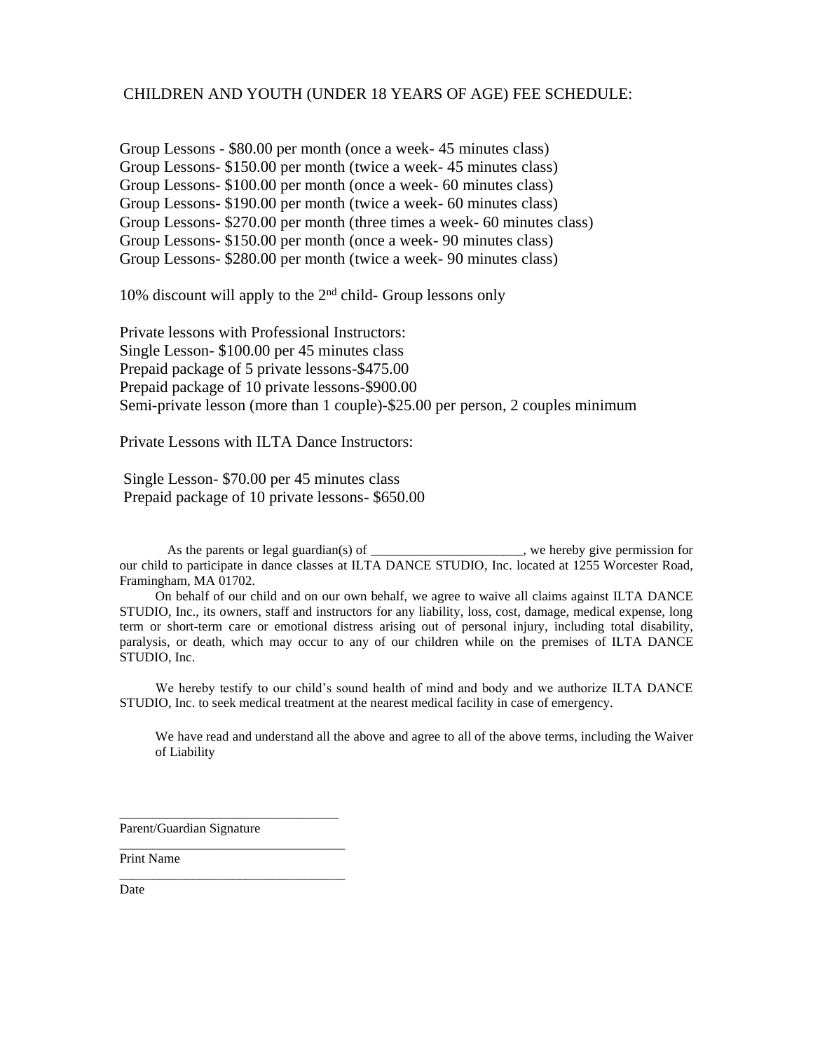CHILDREN AND YOUTH (UNDER 18 YEARS OF AGE) FEE SCHEDULE:

Group Lessons - $80.00 per month (once a week- 45 minutes class)
Group Lessons- $150.00 per month (twice a week- 45 minutes class)
Group Lessons- $100.00 per month (once a week- 60 minutes class)
Group Lessons- $190.00 per month (twice a week- 60 minutes class)
Group Lessons- $270.00 per month (three times a week- 60 minutes class)
Group Lessons- $150.00 per month (once a week- 90 minutes class)
Group Lessons- $280.00 per month (twice a week- 90 minutes class)

10% discount will apply to the 2nd child- Group lessons only

Private lessons with Professional Instructors:
Single Lesson- $100.00 per 45 minutes class
Prepaid package of 5 private lessons-$475.00
Prepaid package of 10 private lessons-$900.00
Semi-private lesson (more than 1 couple)-$25.00 per person, 2 couples minimum

Private Lessons with ILTA Dance Instructors:

Single Lesson- $70.00 per 45 minutes class
Prepaid package of 10 private lessons- $650.00

As the parents or legal guardian(s) of _______________________, we hereby give permission for our child to participate in dance classes at ILTA DANCE STUDIO, Inc. located at 1255 Worcester Road, Framingham, MA 01702.

On behalf of our child and on our own behalf, we agree to waive all claims against ILTA DANCE STUDIO, Inc., its owners, staff and instructors for any liability, loss, cost, damage, medical expense, long term or short-term care or emotional distress arising out of personal injury, including total disability, paralysis, or death, which may occur to any of our children while on the premises of ILTA DANCE STUDIO, Inc.

We hereby testify to our child's sound health of mind and body and we authorize ILTA DANCE STUDIO, Inc. to seek medical treatment at the nearest medical facility in case of emergency.

We have read and understand all the above and agree to all of the above terms, including the Waiver of Liability

_________________________________
Parent/Guardian Signature

__________________________________
Print Name

__________________________________
Date